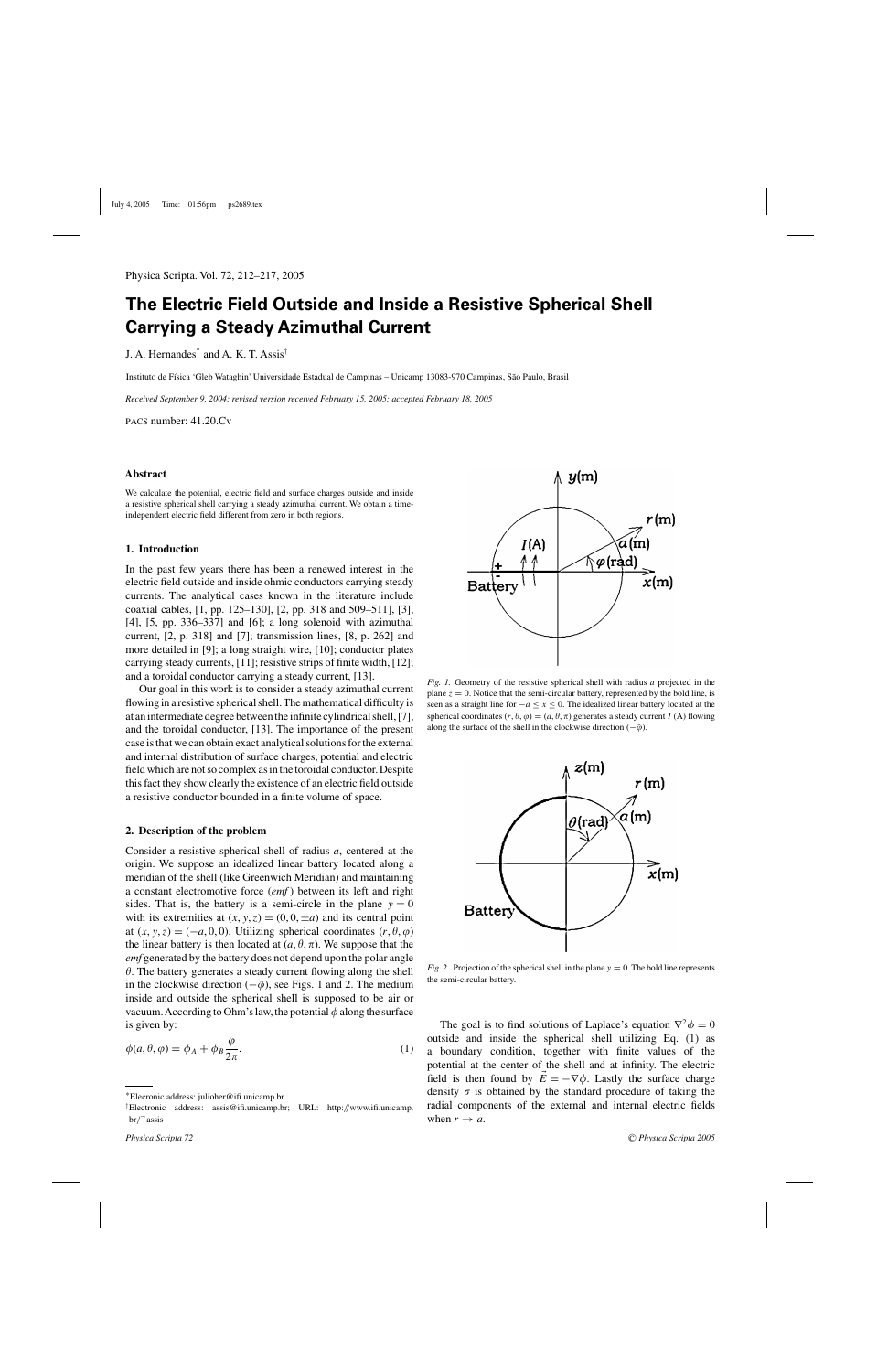# The Electric Field Outside and Inside a Resistive Spherical Shell Carrying a Steady Azimuthal Current

J. A. Hernandes[*] and A. K. T. Assis[†]

Instituto de Física 'Gleb Wataghin' Universidade Estadual de Campinas – Unicamp 13083-970 Campinas, São Paulo, Brasil

*Received September 9, 2004; revised version received February 15, 2005; accepted February 18, 2005*

PACS number: 41.20.Cv

### Abstract

We calculate the potential, electric field and surface charges outside and inside a resistive spherical shell carrying a steady azimuthal current. We obtain a time-independent electric field different from zero in both regions.

## 1. Introduction

In the past few years there has been a renewed interest in the electric field outside and inside ohmic conductors carrying steady currents. The analytical cases known in the literature include coaxial cables, [1, pp. 125–130], [2, pp. 318 and 509–511], [3], [4], [5, pp. 336–337] and [6]; a long solenoid with azimuthal current, [2, p. 318] and [7]; transmission lines, [8, p. 262] and more detailed in [9]; a long straight wire, [10]; conductor plates carrying steady currents, [11]; resistive strips of finite width, [12]; and a toroidal conductor carrying a steady current, [13].

Our goal in this work is to consider a steady azimuthal current flowing in a resistive spherical shell. The mathematical difficulty is at an intermediate degree between the infinite cylindrical shell, [7], and the toroidal conductor, [13]. The importance of the present case is that we can obtain exact analytical solutions for the external and internal distribution of surface charges, potential and electric field which are not so complex as in the toroidal conductor. Despite this fact they show clearly the existence of an electric field outside a resistive conductor bounded in a finite volume of space.

## 2. Description of the problem

Consider a resistive spherical shell of radius $a$, centered at the origin. We suppose an idealized linear battery located along a meridian of the shell (like Greenwich Meridian) and maintaining a constant electromotive force (*emf*) between its left and right sides. That is, the battery is a semi-circle in the plane $y = 0$ with its extremities at $(x, y, z) = (0, 0, \pm a)$ and its central point at $(x, y, z) = (-a, 0, 0)$. Utilizing spherical coordinates $(r, \theta, \varphi)$ the linear battery is then located at $(a, \theta, \pi)$. We suppose that the *emf* generated by the battery does not depend upon the polar angle $\theta$. The battery generates a steady current flowing along the shell in the clockwise direction $(-\hat{\varphi})$, see Figs. 1 and 2. The medium inside and outside the spherical shell is supposed to be air or vacuum. According to Ohm's law, the potential $\phi$ along the surface is given by:

$$\phi(a, \theta, \varphi) = \phi_A + \phi_B \frac{\varphi}{2\pi}. \tag{1}$$

*Fig. 1.* Geometry of the resistive spherical shell with radius $a$ projected in the plane $z = 0$. Notice that the semi-circular battery, represented by the bold line, is seen as a straight line for $-a \leq x \leq 0$. The idealized linear battery located at the spherical coordinates $(r, \theta, \varphi) = (a, \theta, \pi)$ generates a steady current $I$ (A) flowing along the surface of the shell in the clockwise direction $(-\hat{\varphi})$.

*Fig. 2.* Projection of the spherical shell in the plane $y = 0$. The bold line represents the semi-circular battery.

The goal is to find solutions of Laplace's equation $\nabla^2\phi = 0$ outside and inside the spherical shell utilizing Eq. (1) as a boundary condition, together with finite values of the potential at the center of the shell and at infinity. The electric field is then found by $\vec{E} = -\nabla\phi$. Lastly the surface charge density $\sigma$ is obtained by the standard procedure of taking the radial components of the external and internal electric fields when $r \to a$.

---

[*] Elecronic address: julioher@ifi.unicamp.br

[†] Elecronic address: assis@ifi.unicamp.br; URL: http://www.ifi.unicamp.br/~assis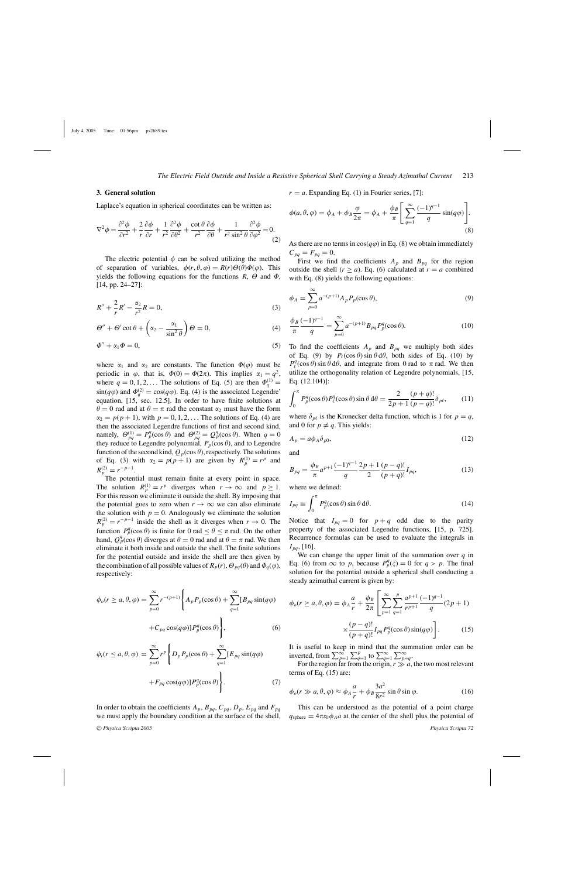### 3. General solution

Laplace's equation in spherical coordinates can be written as:

$$\nabla^2\phi = \frac{\partial^2\phi}{\partial r^2} + \frac{2}{r}\frac{\partial\phi}{\partial r} + \frac{1}{r^2}\frac{\partial^2\phi}{\partial\theta^2} + \frac{\cot\theta}{r^2}\frac{\partial\phi}{\partial\theta} + \frac{1}{r^2\sin^2\theta}\frac{\partial^2\phi}{\partial\varphi^2} = 0. \tag{2}$$

The electric potential $\phi$ can be solved utilizing the method of separation of variables, $\phi(r,\theta,\varphi) = R(r)\Theta(\theta)\Phi(\varphi)$. This yields the following equations for the functions $R$, $\Theta$ and $\Phi$, [14, pp. 24–27]:

$$R'' + \frac{2}{r}R' - \frac{\alpha_2}{r^2}R = 0, \tag{3}$$

$$\Theta'' + \Theta'\cot\theta + \left(\alpha_2 - \frac{\alpha_1}{\sin^2\theta}\right)\Theta = 0, \tag{4}$$

$$\Phi'' + \alpha_1\Phi = 0, \tag{5}$$

where $\alpha_1$ and $\alpha_2$ are constants. The function $\Phi(\varphi)$ must be periodic in $\varphi$, that is, $\Phi(0) = \Phi(2\pi)$. This implies $\alpha_1 = q^2$, where $q = 0, 1, 2, \ldots$ The solutions of Eq. (5) are then $\Phi_q^{(1)} = \sin(q\varphi)$ and $\Phi_q^{(2)} = \cos(q\varphi)$. Eq. (4) is the associated Legendre' equation, [15, sec. 12.5]. In order to have finite solutions at $\theta = 0$ rad and at $\theta = \pi$ rad the constant $\alpha_2$ must have the form $\alpha_2 = p(p+1)$, with $p = 0, 1, 2, \ldots$ The solutions of Eq. (4) are then the associated Legendre functions of first and second kind, namely, $\Theta_{pq}^{(1)} = P_p^q(\cos\theta)$ and $\Theta_{pq}^{(2)} = Q_p^q(\cos\theta)$. When $q = 0$ they reduce to Legendre polynomial, $P_p(\cos\theta)$, and to Legendre function of the second kind, $Q_p(\cos\theta)$, respectively. The solutions of Eq. (3) with $\alpha_2 = p(p+1)$ are given by $R_p^{(1)} = r^p$ and $R_p^{(2)} = r^{-p-1}$.

The potential must remain finite at every point in space. The solution $R_p^{(1)} = r^p$ diverges when $r \to \infty$ and $p \geq 1$. For this reason we eliminate it outside the shell. By imposing that the potential goes to zero when $r \to \infty$ we can also eliminate the solution with $p = 0$. Analogously we eliminate the solution $R_p^{(2)} = r^{-p-1}$ inside the shell as it diverges when $r \to 0$. The function $P_p^q(\cos\theta)$ is finite for $0 \text{ rad} \leq \theta \leq \pi$ rad. On the other hand, $Q_p^q(\cos\theta)$ diverges at $\theta = 0$ rad and at $\theta = \pi$ rad. We then eliminate it both inside and outside the shell. The finite solutions for the potential outside and inside the shell are then given by the combination of all possible values of $R_p(r)$, $\Theta_{pq}(\theta)$ and $\Phi_q(\varphi)$, respectively:

$$\phi_o(r \geq a, \theta, \varphi) = \sum_{p=0}^{\infty} r^{-(p+1)}\left\{A_p P_p(\cos\theta) + \sum_{q=1}^{\infty}[B_{pq}\sin(q\varphi) + C_{pq}\cos(q\varphi)]P_p^q(\cos\theta)\right\}, \tag{6}$$

$$\phi_i(r \leq a, \theta, \varphi) = \sum_{p=0}^{\infty} r^{p}\left\{D_p P_p(\cos\theta) + \sum_{q=1}^{\infty}[E_{pq}\sin(q\varphi) + F_{pq}\cos(q\varphi)]P_p^q(\cos\theta)\right\}. \tag{7}$$

In order to obtain the coefficients $A_p$, $B_{pq}$, $C_{pq}$, $D_p$, $E_{pq}$ and $F_{pq}$ we must apply the boundary condition at the surface of the shell, $r = a$. Expanding Eq. (1) in Fourier series, [7]:

$$\phi(a,\theta,\varphi) = \phi_A + \phi_B\frac{\varphi}{2\pi} = \phi_A + \frac{\phi_B}{\pi}\left[\sum_{q=1}^{\infty}\frac{(-1)^{q-1}}{q}\sin(q\varphi)\right]. \tag{8}$$

As there are no terms in $\cos(q\varphi)$ in Eq. (8) we obtain immediately $C_{pq} = F_{pq} = 0$.

First we find the coefficients $A_p$ and $B_{pq}$ for the region outside the shell ($r \geq a$). Eq. (6) calculated at $r = a$ combined with Eq. (8) yields the following equations:

$$\phi_A = \sum_{p=0}^{\infty} a^{-(p+1)}A_p P_p(\cos\theta), \tag{9}$$

$$\frac{\phi_B}{\pi}\frac{(-1)^{q-1}}{q} = \sum_{p=0}^{\infty} a^{-(p+1)}B_{pq}P_p^q(\cos\theta). \tag{10}$$

To find the coefficients $A_p$ and $B_{pq}$ we multiply both sides of Eq. (9) by $P_\ell(\cos\theta)\sin\theta\,d\theta$, both sides of Eq. (10) by $P_\ell^q(\cos\theta)\sin\theta\,d\theta$, and integrate from 0 rad to $\pi$ rad. We then utilize the orthogonality relation of Legendre polynomials, [15, Eq. (12.104)]:

$$\int_0^\pi P_p^q(\cos\theta)P_\ell^q(\cos\theta)\sin\theta\,d\theta = \frac{2}{2p+1}\frac{(p+q)!}{(p-q)!}\delta_{p\ell}, \tag{11}$$

where $\delta_{p\ell}$ is the Kronecker delta function, which is 1 for $p = q$, and 0 for $p \neq q$. This yields:

$$A_p = a\phi_A\delta_{p0}, \tag{12}$$

and

$$B_{pq} = \frac{\phi_B}{\pi}a^{p+1}\frac{(-1)^{q-1}}{q}\frac{2p+1}{2}\frac{(p-q)!}{(p+q)!}I_{pq}, \tag{13}$$

where we defined:

$$I_{pq} \equiv \int_0^\pi P_p^q(\cos\theta)\sin\theta\,d\theta. \tag{14}$$

Notice that $I_{pq} = 0$ for $p + q$ odd due to the parity property of the associated Legendre functions, [15, p. 725]. Recurrence formulas can be used to evaluate the integrals in $I_{pq}$, [16].

We can change the upper limit of the summation over $q$ in Eq. (6) from $\infty$ to $p$, because $P_p^q(\xi) = 0$ for $q > p$. The final solution for the potential outside a spherical shell conducting a steady azimuthal current is given by:

$$\phi_o(r \geq a, \theta, \varphi) = \phi_A\frac{a}{r} + \frac{\phi_B}{2\pi}\left[\sum_{p=1}^{\infty}\sum_{q=1}^{p}\frac{a^{p+1}}{r^{p+1}}\frac{(-1)^{q-1}}{q}(2p+1)\frac{(p-q)!}{(p+q)!}I_{pq}P_p^q(\cos\theta)\sin(q\varphi)\right]. \tag{15}$$

It is useful to keep in mind that the summation order can be inverted, from $\sum_{p=1}^{\infty}\sum_{q=1}^{p}$ to $\sum_{q=1}^{\infty}\sum_{p=q}^{\infty}$.

For the region far from the origin, $r \gg a$, the two most relevant terms of Eq. (15) are:

$$\phi_o(r \gg a, \theta, \varphi) \approx \phi_A\frac{a}{r} + \phi_B\frac{3a^2}{8r^2}\sin\theta\sin\varphi. \tag{16}$$

This can be understood as the potential of a point charge $q_{\text{sphere}} = 4\pi\varepsilon_0\phi_A a$ at the center of the shell plus the potential of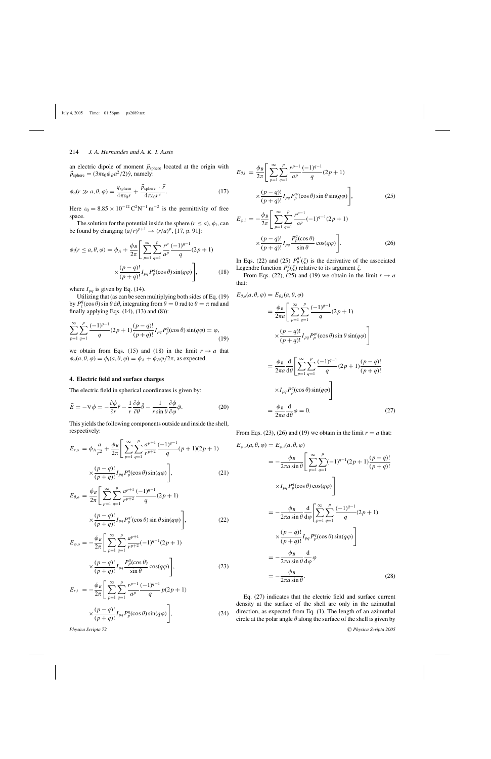an electric dipole of moment $\vec{p}_{\text{sphere}}$ located at the origin with $\vec{p}_{\text{sphere}} = (3\pi\varepsilon_0\phi_B a^2/2)\hat{y}$, namely:

$$\phi_o(r \gg a, \theta, \varphi) = \frac{q_{\text{sphere}}}{4\pi\varepsilon_0 r} + \frac{\vec{p}_{\text{sphere}} \cdot \vec{r}}{4\pi\varepsilon_0 r^3}. \tag{17}$$

Here $\varepsilon_0 = 8.85 \times 10^{-12}\,\text{C}^2\text{N}^{-1}\,\text{m}^{-2}$ is the permittivity of free space.

The solution for the potential inside the sphere ($r \leq a$), $\phi_i$, can be found by changing $(a/r)^{p+1} \to (r/a)^p$, [17, p. 91]:

$$\phi_i(r \leq a, \theta, \varphi) = \phi_A + \frac{\phi_B}{2\pi}\left[\sum_{p=1}^{\infty}\sum_{q=1}^{p}\frac{r^p}{a^p}\frac{(-1)^{q-1}}{q}(2p+1) \times \frac{(p-q)!}{(p+q)!}I_{pq}P_p^q(\cos\theta)\sin(q\varphi)\right], \tag{18}$$

where $I_{pq}$ is given by Eq. (14).

Utilizing that (as can be seen multiplying both sides of Eq. (19) by $P_\ell^q(\cos\theta)\sin\theta\,d\theta$, integrating from $\theta = 0$ rad to $\theta = \pi$ rad and finally applying Eqs. (14), (13) and (8)):

$$\sum_{p=1}^{\infty}\sum_{q=1}^{p}\frac{(-1)^{q-1}}{q}(2p+1)\frac{(p-q)!}{(p+q)!}I_{pq}P_p^q(\cos\theta)\sin(q\varphi) = \varphi, \tag{19}$$

we obtain from Eqs. (15) and (18) in the limit $r \to a$ that $\phi_o(a, \theta, \varphi) = \phi_i(a, \theta, \varphi) = \phi_A + \phi_B\varphi/2\pi$, as expected.

## 4. Electric field and surface charges

The electric field in spherical coordinates is given by:

$$\vec{E} = -\nabla\phi = -\frac{\partial\phi}{\partial r}\hat{r} - \frac{1}{r}\frac{\partial\phi}{\partial\theta}\hat{\theta} - \frac{1}{r\sin\theta}\frac{\partial\phi}{\partial\varphi}\hat{\varphi}. \tag{20}$$

This yields the following components outside and inside the shell, respectively:

$$E_{r,o} = \phi_A\frac{a}{r^2} + \frac{\phi_B}{2\pi}\left[\sum_{p=1}^{\infty}\sum_{q=1}^{p}\frac{a^{p+1}}{r^{p+2}}\frac{(-1)^{q-1}}{q}(p+1)(2p+1) \times \frac{(p-q)!}{(p+q)!}I_{pq}P_p^q(\cos\theta)\sin(q\varphi)\right], \tag{21}$$

$$E_{\theta,o} = \frac{\phi_B}{2\pi}\left[\sum_{p=1}^{\infty}\sum_{q=1}^{p}\frac{a^{p+1}}{r^{p+2}}\frac{(-1)^{q-1}}{q}(2p+1) \times \frac{(p-q)!}{(p+q)!}I_{pq}P_p^{q\prime}(\cos\theta)\sin\theta\sin(q\varphi)\right], \tag{22}$$

$$E_{\varphi,o} = -\frac{\phi_B}{2\pi}\left[\sum_{p=1}^{\infty}\sum_{q=1}^{p}\frac{a^{p+1}}{r^{p+2}}(-1)^{q-1}(2p+1) \times \frac{(p-q)!}{(p+q)!}I_{pq}\frac{P_p^q(\cos\theta)}{\sin\theta}\cos(q\varphi)\right], \tag{23}$$

$$E_{r,i} = -\frac{\phi_B}{2\pi}\left[\sum_{p=1}^{\infty}\sum_{q=1}^{p}\frac{r^{p-1}}{a^p}\frac{(-1)^{q-1}}{q}p(2p+1) \times \frac{(p-q)!}{(p+q)!}I_{pq}P_p^q(\cos\theta)\sin(q\varphi)\right], \tag{24}$$

$$E_{\theta,i} = \frac{\phi_B}{2\pi}\left[\sum_{p=1}^{\infty}\sum_{q=1}^{p}\frac{r^{p-1}}{a^p}\frac{(-1)^{q-1}}{q}(2p+1) \times \frac{(p-q)!}{(p+q)!}I_{pq}P_p^{q\prime}(\cos\theta)\sin\theta\sin(q\varphi)\right], \tag{25}$$

$$E_{\varphi,i} = -\frac{\phi_B}{2\pi}\left[\sum_{p=1}^{\infty}\sum_{q=1}^{p}\frac{r^{p-1}}{a^p}(-1)^{q-1}(2p+1) \times \frac{(p-q)!}{(p+q)!}I_{pq}\frac{P_p^q(\cos\theta)}{\sin\theta}\cos(q\varphi)\right]. \tag{26}$$

In Eqs. (22) and (25) $P_p^{q\prime}(\xi)$ is the derivative of the associated Legendre function $P_p^q(\xi)$ relative to its argument $\xi$.

From Eqs. (22), (25) and (19) we obtain in the limit $r \to a$ that:

$$\begin{aligned}
E_{\theta,o}(a, \theta, \varphi) &= E_{\theta,i}(a, \theta, \varphi) \\
&= \frac{\phi_B}{2\pi a}\left[\sum_{p=1}^{\infty}\sum_{q=1}^{p}\frac{(-1)^{q-1}}{q}(2p+1) \times \frac{(p-q)!}{(p+q)!}I_{pq}P_p^{q\prime}(\cos\theta)\sin\theta\sin(q\varphi)\right] \\
&= \frac{\phi_B}{2\pi a}\frac{d}{d\theta}\left[\sum_{p=1}^{\infty}\sum_{q=1}^{p}\frac{(-1)^{q-1}}{q}(2p+1)\frac{(p-q)!}{(p+q)!} \times I_{pq}P_p^q(\cos\theta)\sin(q\varphi)\right] \\
&= \frac{\phi_B}{2\pi a}\frac{d}{d\theta}\varphi = 0.
\end{aligned} \tag{27}$$

From Eqs. (23), (26) and (19) we obtain in the limit $r = a$ that:

$$\begin{aligned}
E_{\varphi,o}(a, \theta, \varphi) &= E_{\varphi,i}(a, \theta, \varphi) \\
&= -\frac{\phi_B}{2\pi a\sin\theta}\left[\sum_{p=1}^{\infty}\sum_{q=1}^{p}(-1)^{q-1}(2p+1)\frac{(p-q)!}{(p+q)!} \times I_{pq}P_p^q(\cos\theta)\cos(q\varphi)\right] \\
&= -\frac{\phi_B}{2\pi a\sin\theta}\frac{d}{d\varphi}\left[\sum_{p=1}^{\infty}\sum_{q=1}^{p}\frac{(-1)^{q-1}}{q}(2p+1) \times \frac{(p-q)!}{(p+q)!}I_{pq}P_p^q(\cos\theta)\sin(q\varphi)\right] \\
&= -\frac{\phi_B}{2\pi a\sin\theta}\frac{d}{d\varphi}\varphi \\
&= -\frac{\phi_B}{2\pi a\sin\theta}.
\end{aligned} \tag{28}$$

Eq. (27) indicates that the electric field and surface current density at the surface of the shell are only in the azimuthal direction, as expected from Eq. (1). The length of an azimuthal circle at the polar angle $\theta$ along the surface of the shell is given by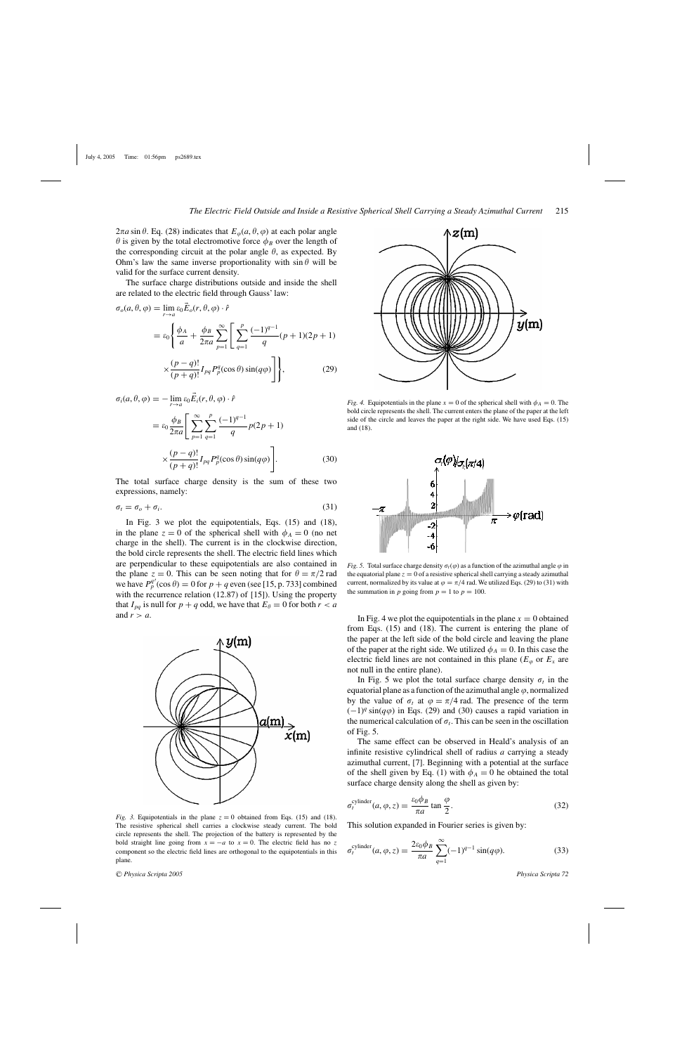$2\pi a \sin\theta$. Eq. (28) indicates that $E_\varphi(a, \theta, \varphi)$ at each polar angle $\theta$ is given by the total electromotive force $\phi_B$ over the length of the corresponding circuit at the polar angle $\theta$, as expected. By Ohm's law the same inverse proportionality with $\sin\theta$ will be valid for the surface current density.

The surface charge distributions outside and inside the shell are related to the electric field through Gauss' law:

$$\sigma_o(a, \theta, \varphi) = \lim_{r\to a} \varepsilon_0 \vec{E}_o(r, \theta, \varphi) \cdot \hat{r}$$
$$= \varepsilon_0 \left\{ \frac{\phi_A}{a} + \frac{\phi_B}{2\pi a} \sum_{p=1}^{\infty} \left[ \sum_{q=1}^{p} \frac{(-1)^{q-1}}{q} (p+1)(2p+1) \times \frac{(p-q)!}{(p+q)!} I_{pq} P_p^q(\cos\theta) \sin(q\varphi) \right] \right\}, \tag{29}$$

$$\sigma_i(a, \theta, \varphi) = -\lim_{r\to a} \varepsilon_0 \vec{E}_i(r, \theta, \varphi) \cdot \hat{r}$$
$$= \varepsilon_0 \frac{\phi_B}{2\pi a} \left[ \sum_{p=1}^{\infty} \sum_{q=1}^{p} \frac{(-1)^{q-1}}{q} p(2p+1) \times \frac{(p-q)!}{(p+q)!} I_{pq} P_p^q(\cos\theta) \sin(q\varphi) \right]. \tag{30}$$

The total surface charge density is the sum of these two expressions, namely:

$$\sigma_t = \sigma_o + \sigma_i. \tag{31}$$

In Fig. 3 we plot the equipotentials, Eqs. (15) and (18), in the plane $z = 0$ of the spherical shell with $\phi_A = 0$ (no net charge in the shell). The current is in the clockwise direction, the bold circle represents the shell. The electric field lines which are perpendicular to these equipotentials are also contained in the plane $z = 0$. This can be seen noting that for $\theta = \pi/2$ rad we have $P_p^{q'}(\cos\theta) = 0$ for $p + q$ even (see [15, p. 733] combined with the recurrence relation (12.87) of [15]). Using the property that $I_{pq}$ is null for $p + q$ odd, we have that $E_\theta = 0$ for both $r < a$ and $r > a$.

*Fig. 3.* Equipotentials in the plane $z = 0$ obtained from Eqs. (15) and (18). The resistive spherical shell carries a clockwise steady current. The bold circle represents the shell. The projection of the battery is represented by the bold straight line going from $x = -a$ to $x = 0$. The electric field has no $z$ component so the electric field lines are orthogonal to the equipotentials in this plane.

*Fig. 4.* Equipotentials in the plane $x = 0$ of the spherical shell with $\phi_A = 0$. The bold circle represents the shell. The current enters the plane of the paper at the left side of the circle and leaves the paper at the right side. We have used Eqs. (15) and (18).

*Fig. 5.* Total surface charge density $\sigma_t(\varphi)$ as a function of the azimuthal angle $\varphi$ in the equatorial plane $z = 0$ of a resistive spherical shell carrying a steady azimuthal current, normalized by its value at $\varphi = \pi/4$ rad. We utilized Eqs. (29) to (31) with the summation in $p$ going from $p = 1$ to $p = 100$.

In Fig. 4 we plot the equipotentials in the plane $x = 0$ obtained from Eqs. (15) and (18). The current is entering the plane of the paper at the left side of the bold circle and leaving the plane of the paper at the right side. We utilized $\phi_A = 0$. In this case the electric field lines are not contained in this plane ($E_\varphi$ or $E_x$ are not null in the entire plane).

In Fig. 5 we plot the total surface charge density $\sigma_t$ in the equatorial plane as a function of the azimuthal angle $\varphi$, normalized by the value of $\sigma_t$ at $\varphi = \pi/4$ rad. The presence of the term $(-1)^q \sin(q\varphi)$ in Eqs. (29) and (30) causes a rapid variation in the numerical calculation of $\sigma_t$. This can be seen in the oscillation of Fig. 5.

The same effect can be observed in Heald's analysis of an infinite resistive cylindrical shell of radius $a$ carrying a steady azimuthal current, [7]. Beginning with a potential at the surface of the shell given by Eq. (1) with $\phi_A = 0$ he obtained the total surface charge density along the shell as given by:

$$\sigma_t^{\text{cylinder}}(a, \varphi, z) = \frac{\varepsilon_0 \phi_B}{\pi a} \tan\frac{\varphi}{2}. \tag{32}$$

This solution expanded in Fourier series is given by:

$$\sigma_t^{\text{cylinder}}(a, \varphi, z) = \frac{2\varepsilon_0 \phi_B}{\pi a} \sum_{q=1}^{\infty} (-1)^{q-1} \sin(q\varphi). \tag{33}$$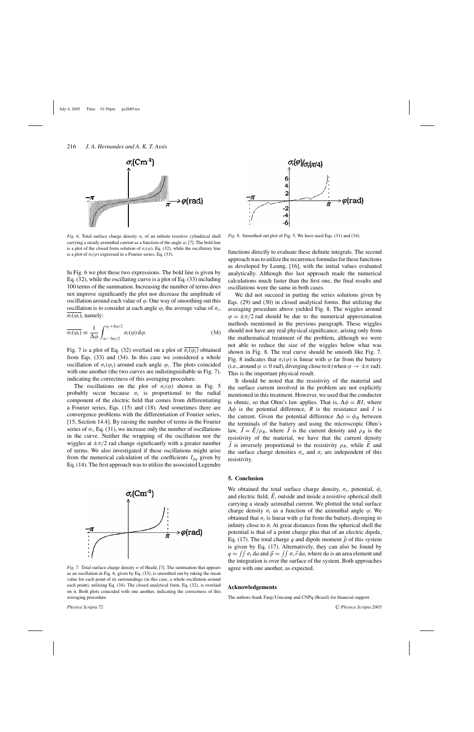*Fig. 6.* Total surface charge density $\sigma_t$ of an infinite resistive cylindrical shell carrying a steady azimuthal current as a function of the angle $\varphi$, [7]. The bold line is a plot of the closed form solution of $\sigma_t(\varphi)$, Eq. (32), while the oscillatory line is a plot of $\sigma_t(\varphi)$ expressed in a Fourier series, Eq. (33).

In Fig. 6 we plot these two expressions. The bold line is given by Eq. (32), while the oscillating curve is a plot of Eq. (33) including 100 terms of the summation. Increasing the number of terms does not improve significantly the plot nor decrease the amplitude of oscillation around each value of $\varphi$. One way of smoothing out this oscillation is to consider at each angle $\varphi_i$ the average value of $\sigma_t$, $\overline{\sigma_t(\varphi_i)}$, namely:

$$\overline{\sigma_t(\varphi_i)} \equiv \frac{1}{\Delta\varphi}\int_{\varphi_i-\Delta\varphi/2}^{\varphi_i+\Delta\varphi/2} \sigma_t(\varphi)\,\mathrm{d}\varphi. \tag{34}$$

Fig. 7 is a plot of Eq. (32) overlaid on a plot of $\overline{\sigma_t(\varphi_i)}$ obtained from Eqs. (33) and (34). In this case we considered a whole oscillation of $\sigma_t(\varphi_i)$ around each angle $\varphi_i$. The plots coincided with one another (the two curves are indistinguishable in Fig. 7), indicating the correctness of this averaging procedure.

The oscillations on the plot of $\sigma_t(\varphi)$ shown in Fig. 5 probably occur because $\sigma_t$ is proportional to the radial component of the electric field that comes from differentiating a Fourier series, Eqs. (15) and (18). And sometimes there are convergence problems with the differentiation of Fourier series, [15, Section 14.4]. By raising the number of terms in the Fourier series of $\sigma_t$, Eq. (31), we increase only the number of oscillations in the curve. Neither the wrapping of the oscillation nor the wiggles at $\pm\pi/2$ rad change significantly with a greater number of terms. We also investigated if these oscillations might arise from the numerical calculation of the coefficients $I_{pq}$ given by Eq. (14). The first approach was to utilize the associated Legendre

*Fig. 7.* Total surface charge density $\sigma$ of Heald, [7]. The summation that appears as an oscillation in Fig. 6, given by Eq. (33), is smoothed out by taking the mean value for each point of its surroundings (in this case, a whole oscillation around each point), utilizing Eq. (34). The closed analytical form, Eq. (32), is overlaid on it. Both plots coincided with one another, indicating the correctness of this averaging procedure.

*Fig. 8.* Smoothed out plot of Fig. 5. We have used Eqs. (31) and (34).

functions directly to evaluate these definite integrals. The second approach was to utilize the recurrence formulas for these functions as developed by Leung, [16], with the initial values evaluated analytically. Although this last approach made the numerical calculations much faster than the first one, the final results and oscillations were the same in both cases.

We did not succeed in putting the series solutions given by Eqs. (29) and (30) in closed analytical forms. But utilizing the averaging procedure above yielded Fig. 8. The wiggles around $\varphi = \pm\pi/2$ rad should be due to the numerical approximation methods mentioned in the previous paragraph. These wiggles should not have any real physical significance, arising only from the mathematical treatment of the problem, although we were not able to reduce the size of the wiggles below what was shown in Fig. 8. The real curve should be smooth like Fig. 7. Fig. 8 indicates that $\sigma_t(\varphi)$ is linear with $\varphi$ far from the battery (i.e., around $\varphi = 0$ rad), diverging close to it (when $\varphi \to \pm\pi$ rad). This is the important physical result.

It should be noted that the resistivity of the material and the surface current involved in the problem are not explicitly mentioned in this treatment. However, we used that the conductor is ohmic, so that Ohm's law applies. That is, $\Delta\phi = RI$, where $\Delta\phi$ is the potential difference, $R$ is the resistance and $I$ is the current. Given the potential difference $\Delta\phi = \phi_B$ between the terminals of the battery and using the microscopic Ohm's law, $\vec{J} = \vec{E}/\rho_R$, where $\vec{J}$ is the current density and $\rho_R$ is the resistivity of the material, we have that the current density $\vec{J}$ is inversely proportional to the resistivity $\rho_R$, while $\vec{E}$ and the surface charge densities $\sigma_o$ and $\sigma_i$ are independent of this resistivity.

## 5. Conclusion

We obtained the total surface charge density, $\sigma_t$, potential, $\phi$, and electric field, $\vec{E}$, outside and inside a resistive spherical shell carrying a steady azimuthal current. We plotted the total surface charge density $\sigma_t$ as a function of the azimuthal angle $\varphi$. We obtained that $\sigma_t$ is linear with $\varphi$ far from the battery, diverging to infinity close to it. At great distances from the spherical shell the potential is that of a point charge plus that of an electric dipole, Eq. (17). The total charge $q$ and dipole moment $\vec{p}$ of this system is given by Eq. (17). Alternatively, they can also be found by $q = \iint \sigma_t\,\mathrm{d}a$ and $\vec{p} = \iint \sigma_t\,\vec{r}\,\mathrm{d}a$, where $\mathrm{d}a$ is an area element and the integration is over the surface of the system. Both approaches agree with one another, as expected.

## Acknowledgements

The authors thank Faep/Unicamp and CNPq (Brazil) for financial support.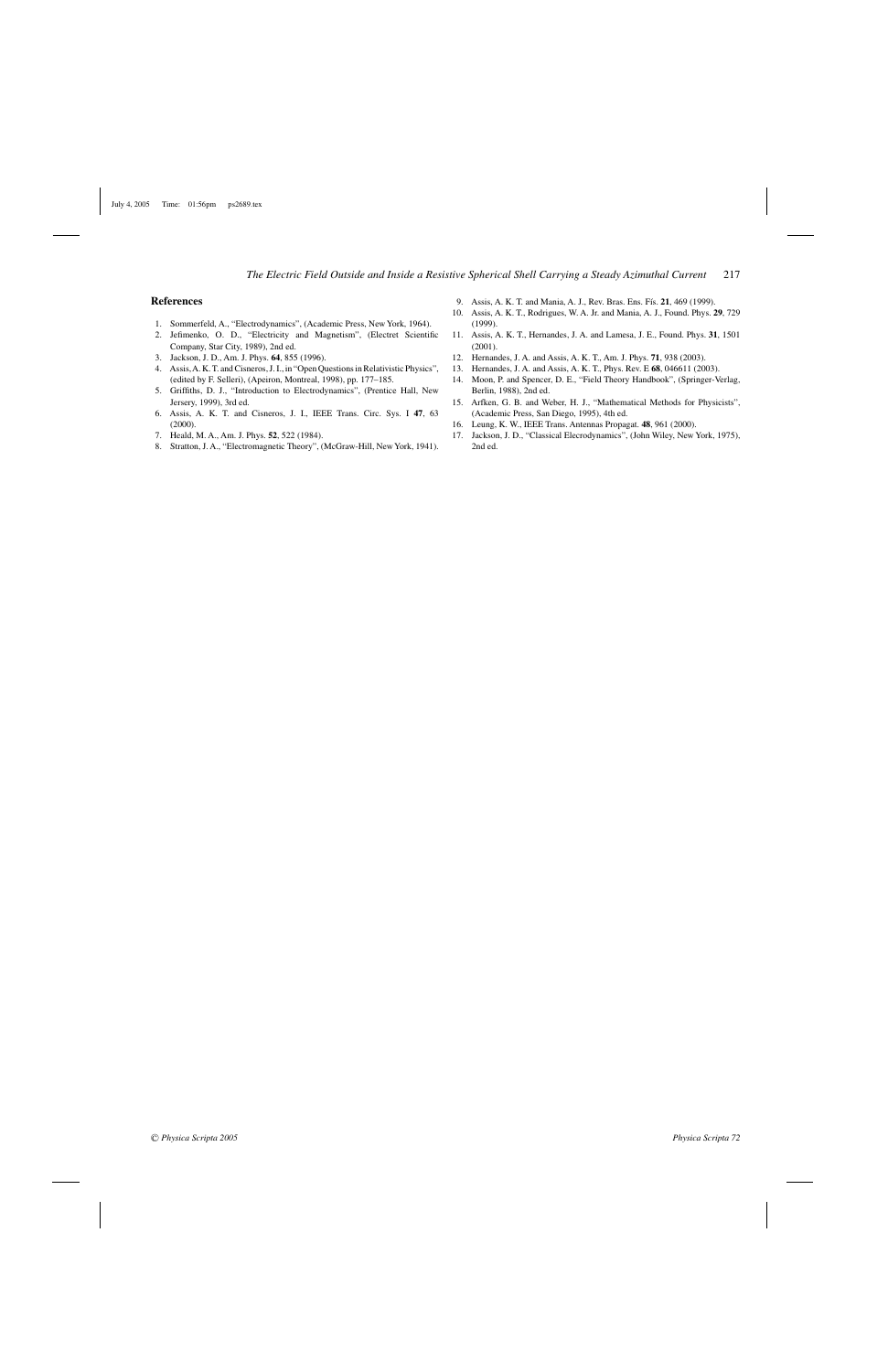## References

1. Sommerfeld, A., "Electrodynamics", (Academic Press, New York, 1964).
2. Jefimenko, O. D., "Electricity and Magnetism", (Electret Scientific Company, Star City, 1989), 2nd ed.
3. Jackson, J. D., Am. J. Phys. **64**, 855 (1996).
4. Assis, A. K. T. and Cisneros, J. I., in "Open Questions in Relativistic Physics", (edited by F. Selleri), (Apeiron, Montreal, 1998), pp. 177–185.
5. Griffiths, D. J., "Introduction to Electrodynamics", (Prentice Hall, New Jersery, 1999), 3rd ed.
6. Assis, A. K. T. and Cisneros, J. I., IEEE Trans. Circ. Sys. I **47**, 63 (2000).
7. Heald, M. A., Am. J. Phys. **52**, 522 (1984).
8. Stratton, J. A., "Electromagnetic Theory", (McGraw-Hill, New York, 1941).
9. Assis, A. K. T. and Mania, A. J., Rev. Bras. Ens. Fís. **21**, 469 (1999).
10. Assis, A. K. T., Rodrigues, W. A. Jr. and Mania, A. J., Found. Phys. **29**, 729 (1999).
11. Assis, A. K. T., Hernandes, J. A. and Lamesa, J. E., Found. Phys. **31**, 1501 (2001).
12. Hernandes, J. A. and Assis, A. K. T., Am. J. Phys. **71**, 938 (2003).
13. Hernandes, J. A. and Assis, A. K. T., Phys. Rev. E **68**, 046611 (2003).
14. Moon, P. and Spencer, D. E., "Field Theory Handbook", (Springer-Verlag, Berlin, 1988), 2nd ed.
15. Arfken, G. B. and Weber, H. J., "Mathematical Methods for Physicists", (Academic Press, San Diego, 1995), 4th ed.
16. Leung, K. W., IEEE Trans. Antennas Propagat. **48**, 961 (2000).
17. Jackson, J. D., "Classical Elecrodynamics", (John Wiley, New York, 1975), 2nd ed.